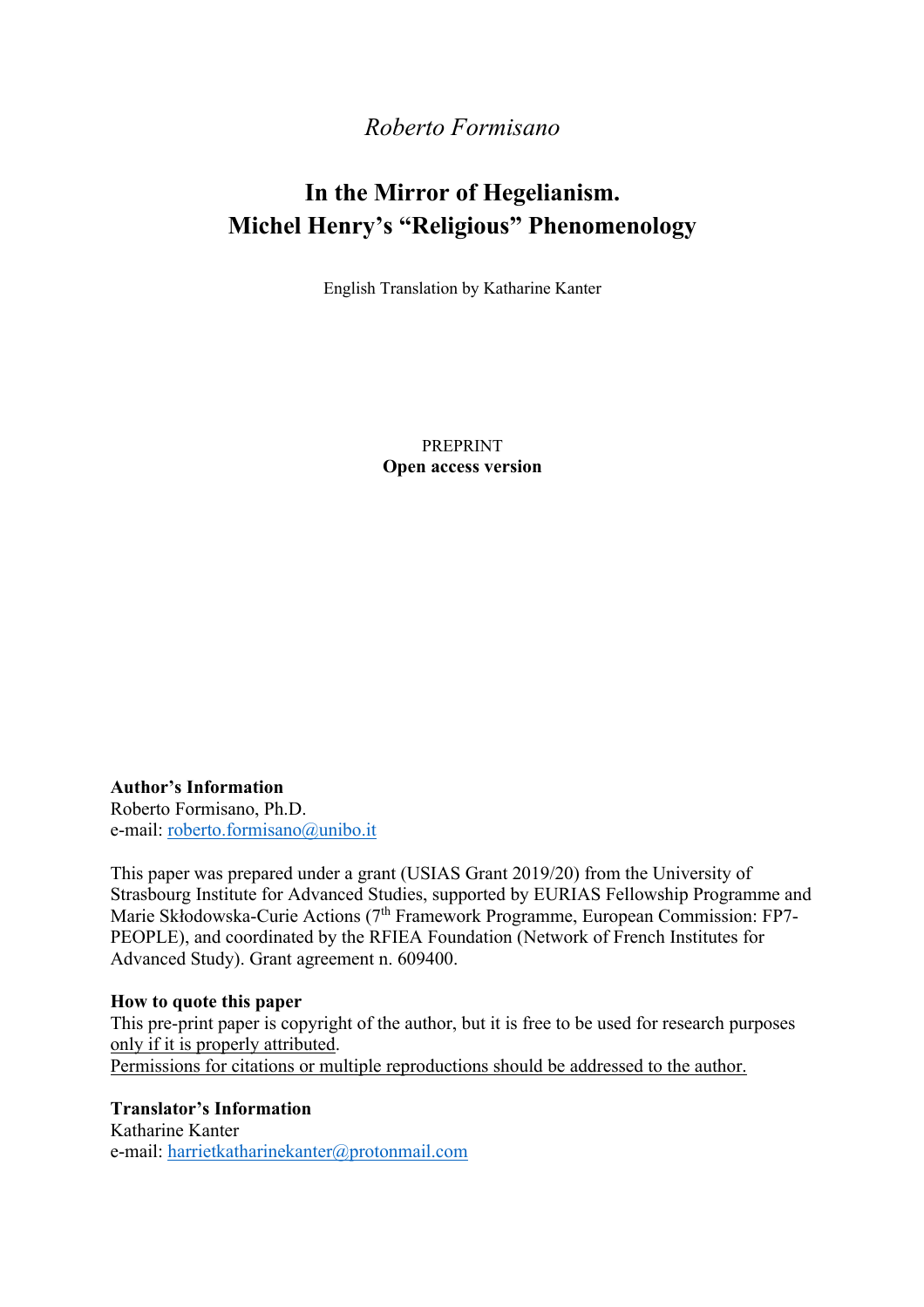*Roberto Formisano*

# In the Mirror of Hegelianism. Michel Henry's "Religious" Phenomenology

English Translation by Katharine Kanter

PREPRINT
**Open access version**

**Author's Information**
Roberto Formisano, Ph.D.
e-mail: roberto.formisano@unibo.it

This paper was prepared under a grant (USIAS Grant 2019/20) from the University of Strasbourg Institute for Advanced Studies, supported by EURIAS Fellowship Programme and Marie Skłodowska-Curie Actions (7th Framework Programme, European Commission: FP7-PEOPLE), and coordinated by the RFIEA Foundation (Network of French Institutes for Advanced Study). Grant agreement n. 609400.

**How to quote this paper**
This pre-print paper is copyright of the author, but it is free to be used for research purposes only if it is properly attributed.
Permissions for citations or multiple reproductions should be addressed to the author.

**Translator's Information**
Katharine Kanter
e-mail: harrietkatharinekanter@protonmail.com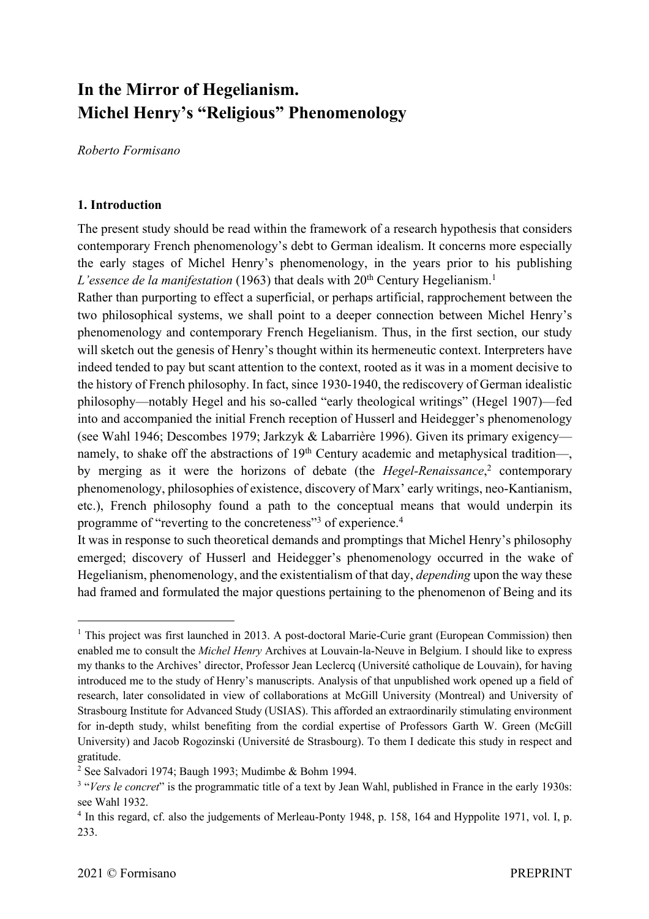# In the Mirror of Hegelianism.
# Michel Henry's "Religious" Phenomenology

*Roberto Formisano*

### 1. Introduction

The present study should be read within the framework of a research hypothesis that considers contemporary French phenomenology's debt to German idealism. It concerns more especially the early stages of Michel Henry's phenomenology, in the years prior to his publishing *L'essence de la manifestation* (1963) that deals with 20th Century Hegelianism.[1]

Rather than purporting to effect a superficial, or perhaps artificial, rapprochement between the two philosophical systems, we shall point to a deeper connection between Michel Henry's phenomenology and contemporary French Hegelianism. Thus, in the first section, our study will sketch out the genesis of Henry's thought within its hermeneutic context. Interpreters have indeed tended to pay but scant attention to the context, rooted as it was in a moment decisive to the history of French philosophy. In fact, since 1930-1940, the rediscovery of German idealistic philosophy—notably Hegel and his so-called "early theological writings" (Hegel 1907)—fed into and accompanied the initial French reception of Husserl and Heidegger's phenomenology (see Wahl 1946; Descombes 1979; Jarkzyk & Labarrière 1996). Given its primary exigency—namely, to shake off the abstractions of 19th Century academic and metaphysical tradition—, by merging as it were the horizons of debate (the *Hegel-Renaissance*,[2] contemporary phenomenology, philosophies of existence, discovery of Marx' early writings, neo-Kantianism, etc.), French philosophy found a path to the conceptual means that would underpin its programme of "reverting to the concreteness"[3] of experience.[4]

It was in response to such theoretical demands and promptings that Michel Henry's philosophy emerged; discovery of Husserl and Heidegger's phenomenology occurred in the wake of Hegelianism, phenomenology, and the existentialism of that day, *depending* upon the way these had framed and formulated the major questions pertaining to the phenomenon of Being and its

---

[1] This project was first launched in 2013. A post-doctoral Marie-Curie grant (European Commission) then enabled me to consult the *Michel Henry* Archives at Louvain-la-Neuve in Belgium. I should like to express my thanks to the Archives' director, Professor Jean Leclercq (Université catholique de Louvain), for having introduced me to the study of Henry's manuscripts. Analysis of that unpublished work opened up a field of research, later consolidated in view of collaborations at McGill University (Montreal) and University of Strasbourg Institute for Advanced Study (USIAS). This afforded an extraordinarily stimulating environment for in-depth study, whilst benefiting from the cordial expertise of Professors Garth W. Green (McGill University) and Jacob Rogozinski (Université de Strasbourg). To them I dedicate this study in respect and gratitude.

[2] See Salvadori 1974; Baugh 1993; Mudimbe & Bohm 1994.

[3] "*Vers le concret*" is the programmatic title of a text by Jean Wahl, published in France in the early 1930s: see Wahl 1932.

[4] In this regard, cf. also the judgements of Merleau-Ponty 1948, p. 158, 164 and Hyppolite 1971, vol. I, p. 233.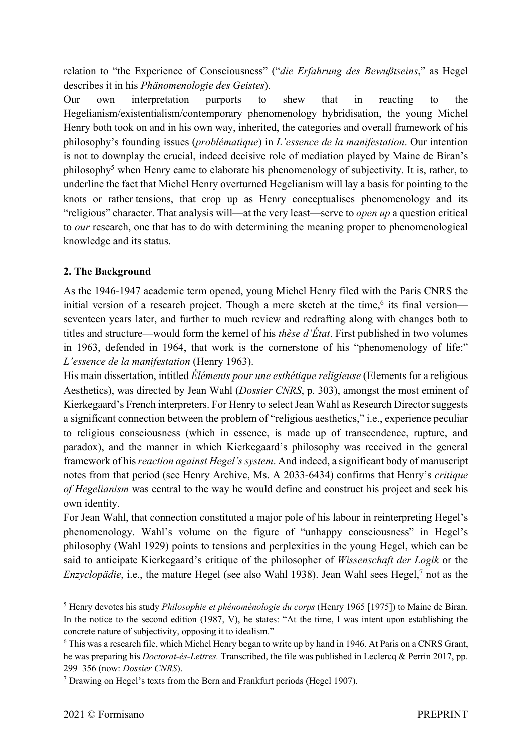relation to "the Experience of Consciousness" ("*die Erfahrung des Bewußtseins*," as Hegel describes it in his *Phänomenologie des Geistes*).

Our own interpretation purports to shew that in reacting to the Hegelianism/existentialism/contemporary phenomenology hybridisation, the young Michel Henry both took on and in his own way, inherited, the categories and overall framework of his philosophy's founding issues (*problématique*) in *L'essence de la manifestation*. Our intention is not to downplay the crucial, indeed decisive role of mediation played by Maine de Biran's philosophy[5] when Henry came to elaborate his phenomenology of subjectivity. It is, rather, to underline the fact that Michel Henry overturned Hegelianism will lay a basis for pointing to the knots or rather tensions, that crop up as Henry conceptualises phenomenology and its "religious" character. That analysis will—at the very least—serve to *open up* a question critical to *our* research, one that has to do with determining the meaning proper to phenomenological knowledge and its status.

## 2. The Background

As the 1946-1947 academic term opened, young Michel Henry filed with the Paris CNRS the initial version of a research project. Though a mere sketch at the time,[6] its final version—seventeen years later, and further to much review and redrafting along with changes both to titles and structure—would form the kernel of his *thèse d'État*. First published in two volumes in 1963, defended in 1964, that work is the cornerstone of his "phenomenology of life:" *L'essence de la manifestation* (Henry 1963).

His main dissertation, intitled *Éléments pour une esthétique religieuse* (Elements for a religious Aesthetics), was directed by Jean Wahl (*Dossier CNRS*, p. 303), amongst the most eminent of Kierkegaard's French interpreters. For Henry to select Jean Wahl as Research Director suggests a significant connection between the problem of "religious aesthetics," i.e., experience peculiar to religious consciousness (which in essence, is made up of transcendence, rupture, and paradox), and the manner in which Kierkegaard's philosophy was received in the general framework of his *reaction against Hegel's system*. And indeed, a significant body of manuscript notes from that period (see Henry Archive, Ms. A 2033-6434) confirms that Henry's *critique of Hegelianism* was central to the way he would define and construct his project and seek his own identity.

For Jean Wahl, that connection constituted a major pole of his labour in reinterpreting Hegel's phenomenology. Wahl's volume on the figure of "unhappy consciousness" in Hegel's philosophy (Wahl 1929) points to tensions and perplexities in the young Hegel, which can be said to anticipate Kierkegaard's critique of the philosopher of *Wissenschaft der Logik* or the *Enzyclopädie*, i.e., the mature Hegel (see also Wahl 1938). Jean Wahl sees Hegel,[7] not as the

---

[5] Henry devotes his study *Philosophie et phénoménologie du corps* (Henry 1965 [1975]) to Maine de Biran. In the notice to the second edition (1987, V), he states: "At the time, I was intent upon establishing the concrete nature of subjectivity, opposing it to idealism."

[6] This was a research file, which Michel Henry began to write up by hand in 1946. At Paris on a CNRS Grant, he was preparing his *Doctorat-ès-Lettres.* Transcribed, the file was published in Leclercq & Perrin 2017, pp. 299–356 (now: *Dossier CNRS*).

[7] Drawing on Hegel's texts from the Bern and Frankfurt periods (Hegel 1907).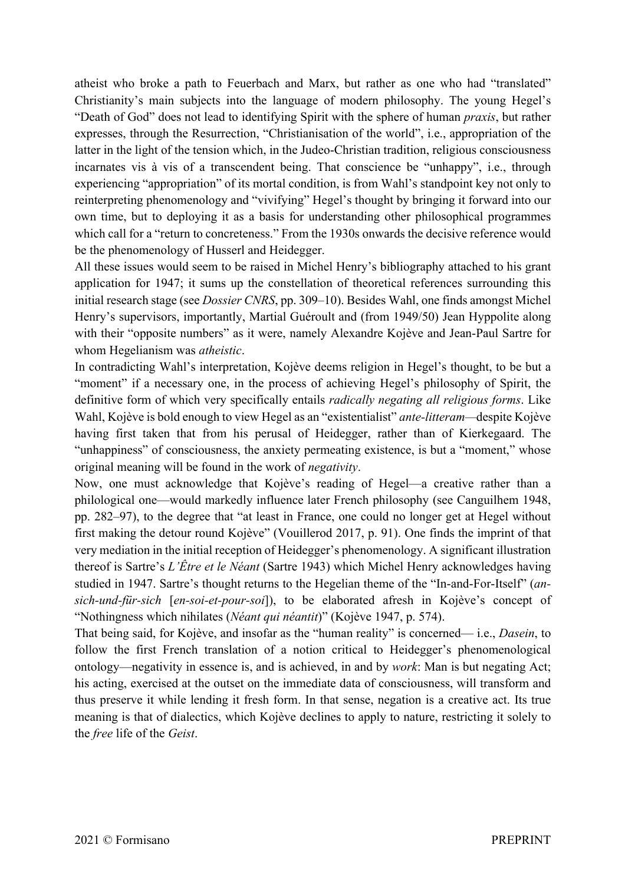atheist who broke a path to Feuerbach and Marx, but rather as one who had "translated" Christianity's main subjects into the language of modern philosophy. The young Hegel's "Death of God" does not lead to identifying Spirit with the sphere of human *praxis*, but rather expresses, through the Resurrection, "Christianisation of the world", i.e., appropriation of the latter in the light of the tension which, in the Judeo-Christian tradition, religious consciousness incarnates vis à vis of a transcendent being. That conscience be "unhappy", i.e., through experiencing "appropriation" of its mortal condition, is from Wahl's standpoint key not only to reinterpreting phenomenology and "vivifying" Hegel's thought by bringing it forward into our own time, but to deploying it as a basis for understanding other philosophical programmes which call for a "return to concreteness." From the 1930s onwards the decisive reference would be the phenomenology of Husserl and Heidegger.

All these issues would seem to be raised in Michel Henry's bibliography attached to his grant application for 1947; it sums up the constellation of theoretical references surrounding this initial research stage (see *Dossier CNRS*, pp. 309–10). Besides Wahl, one finds amongst Michel Henry's supervisors, importantly, Martial Guéroult and (from 1949/50) Jean Hyppolite along with their "opposite numbers" as it were, namely Alexandre Kojève and Jean-Paul Sartre for whom Hegelianism was *atheistic*.

In contradicting Wahl's interpretation, Kojève deems religion in Hegel's thought, to be but a "moment" if a necessary one, in the process of achieving Hegel's philosophy of Spirit, the definitive form of which very specifically entails *radically negating all religious forms*. Like Wahl, Kojève is bold enough to view Hegel as an "existentialist" *ante-litteram*—despite Kojève having first taken that from his perusal of Heidegger, rather than of Kierkegaard. The "unhappiness" of consciousness, the anxiety permeating existence, is but a "moment," whose original meaning will be found in the work of *negativity*.

Now, one must acknowledge that Kojève's reading of Hegel—a creative rather than a philological one—would markedly influence later French philosophy (see Canguilhem 1948, pp. 282–97), to the degree that "at least in France, one could no longer get at Hegel without first making the detour round Kojève" (Vouillerod 2017, p. 91). One finds the imprint of that very mediation in the initial reception of Heidegger's phenomenology. A significant illustration thereof is Sartre's *L'Être et le Néant* (Sartre 1943) which Michel Henry acknowledges having studied in 1947. Sartre's thought returns to the Hegelian theme of the "In-and-For-Itself" (*an-sich-und-für-sich* [*en-soi-et-pour-soi*]), to be elaborated afresh in Kojève's concept of "Nothingness which nihilates (*Néant qui néantit*)" (Kojève 1947, p. 574).

That being said, for Kojève, and insofar as the "human reality" is concerned— i.e., *Dasein*, to follow the first French translation of a notion critical to Heidegger's phenomenological ontology—negativity in essence is, and is achieved, in and by *work*: Man is but negating Act; his acting, exercised at the outset on the immediate data of consciousness, will transform and thus preserve it while lending it fresh form. In that sense, negation is a creative act. Its true meaning is that of dialectics, which Kojève declines to apply to nature, restricting it solely to the *free* life of the *Geist*.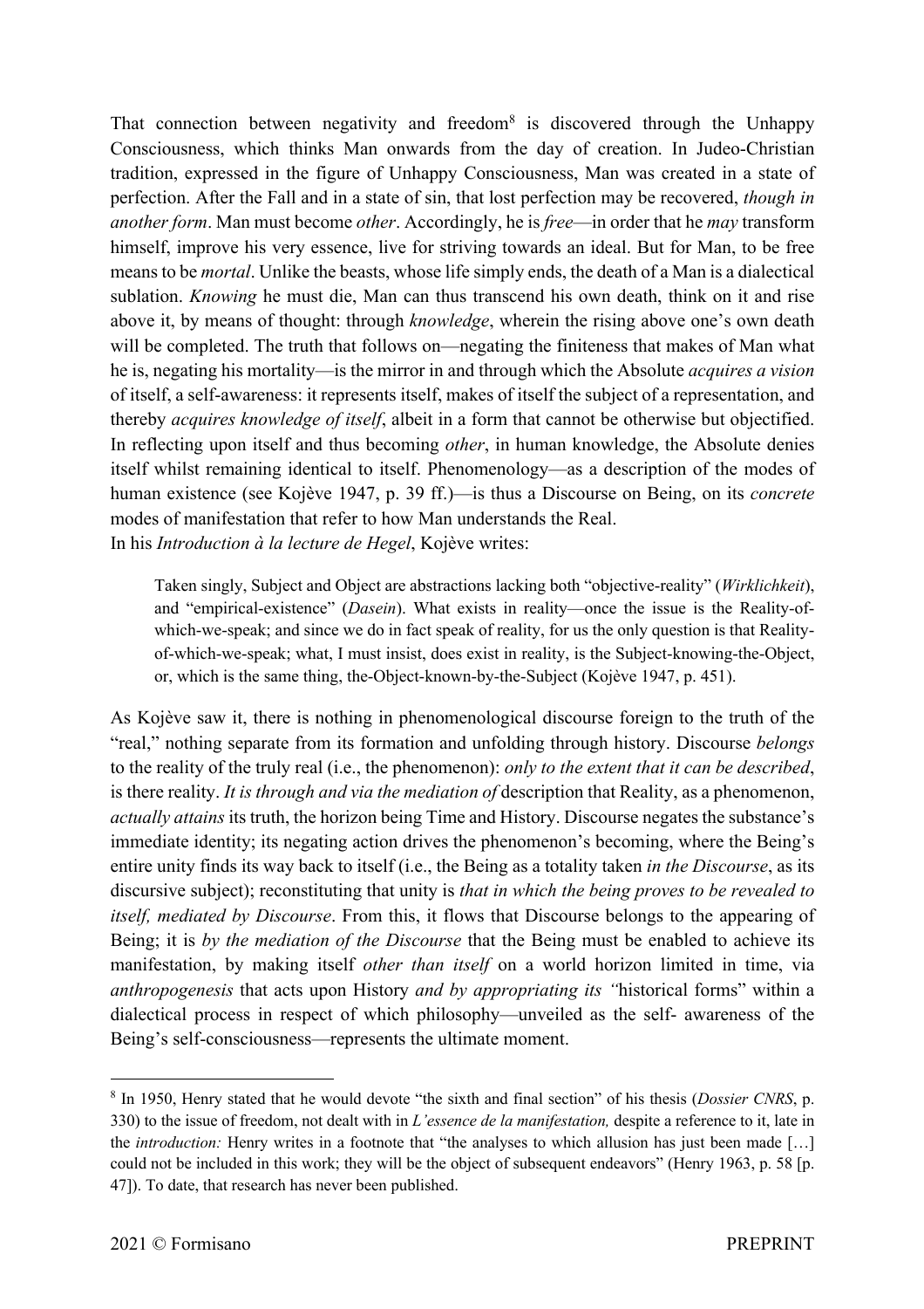That connection between negativity and freedom[8] is discovered through the Unhappy Consciousness, which thinks Man onwards from the day of creation. In Judeo-Christian tradition, expressed in the figure of Unhappy Consciousness, Man was created in a state of perfection. After the Fall and in a state of sin, that lost perfection may be recovered, *though in another form*. Man must become *other*. Accordingly, he is *free*—in order that he *may* transform himself, improve his very essence, live for striving towards an ideal. But for Man, to be free means to be *mortal*. Unlike the beasts, whose life simply ends, the death of a Man is a dialectical sublation. *Knowing* he must die, Man can thus transcend his own death, think on it and rise above it, by means of thought: through *knowledge*, wherein the rising above one's own death will be completed. The truth that follows on—negating the finiteness that makes of Man what he is, negating his mortality—is the mirror in and through which the Absolute *acquires a vision* of itself, a self-awareness: it represents itself, makes of itself the subject of a representation, and thereby *acquires knowledge of itself*, albeit in a form that cannot be otherwise but objectified. In reflecting upon itself and thus becoming *other*, in human knowledge, the Absolute denies itself whilst remaining identical to itself. Phenomenology—as a description of the modes of human existence (see Kojève 1947, p. 39 ff.)—is thus a Discourse on Being, on its *concrete* modes of manifestation that refer to how Man understands the Real.

In his *Introduction à la lecture de Hegel*, Kojève writes:

> Taken singly, Subject and Object are abstractions lacking both "objective-reality" (*Wirklichkeit*), and "empirical-existence" (*Dasein*). What exists in reality—once the issue is the Reality-of-which-we-speak; and since we do in fact speak of reality, for us the only question is that Reality-of-which-we-speak; what, I must insist, does exist in reality, is the Subject-knowing-the-Object, or, which is the same thing, the-Object-known-by-the-Subject (Kojève 1947, p. 451).

As Kojève saw it, there is nothing in phenomenological discourse foreign to the truth of the "real," nothing separate from its formation and unfolding through history. Discourse *belongs* to the reality of the truly real (i.e., the phenomenon): *only to the extent that it can be described*, is there reality. *It is through and via the mediation of* description that Reality, as a phenomenon, *actually attains* its truth, the horizon being Time and History. Discourse negates the substance's immediate identity; its negating action drives the phenomenon's becoming, where the Being's entire unity finds its way back to itself (i.e., the Being as a totality taken *in the Discourse*, as its discursive subject); reconstituting that unity is *that in which the being proves to be revealed to itself, mediated by Discourse*. From this, it flows that Discourse belongs to the appearing of Being; it is *by the mediation of the Discourse* that the Being must be enabled to achieve its manifestation, by making itself *other than itself* on a world horizon limited in time, via *anthropogenesis* that acts upon History *and by appropriating its "*historical forms" within a dialectical process in respect of which philosophy—unveiled as the self- awareness of the Being's self-consciousness—represents the ultimate moment.

[8] In 1950, Henry stated that he would devote "the sixth and final section" of his thesis (*Dossier CNRS*, p. 330) to the issue of freedom, not dealt with in *L'essence de la manifestation,* despite a reference to it, late in the *introduction:* Henry writes in a footnote that "the analyses to which allusion has just been made […] could not be included in this work; they will be the object of subsequent endeavors" (Henry 1963, p. 58 [p. 47]). To date, that research has never been published.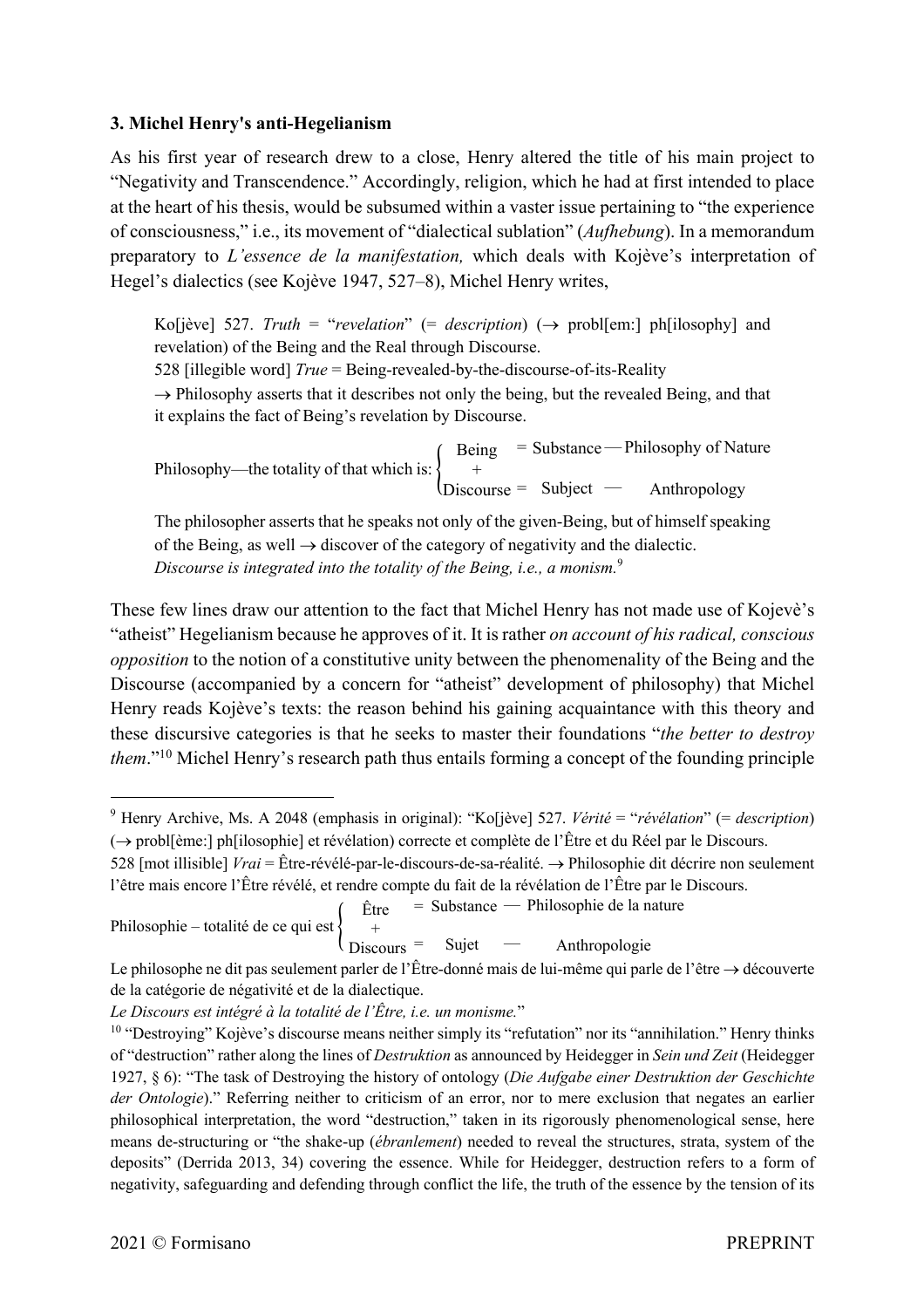### 3. Michel Henry's anti-Hegelianism

As his first year of research drew to a close, Henry altered the title of his main project to "Negativity and Transcendence." Accordingly, religion, which he had at first intended to place at the heart of his thesis, would be subsumed within a vaster issue pertaining to "the experience of consciousness," i.e., its movement of "dialectical sublation" (*Aufhebung*). In a memorandum preparatory to *L'essence de la manifestation,* which deals with Kojève's interpretation of Hegel's dialectics (see Kojève 1947, 527–8), Michel Henry writes,

> Ko[jève] 527. *Truth* = "*revelation*" (= *description*) (→ probl[em:] ph[ilosophy] and revelation) of the Being and the Real through Discourse.
> 528 [illegible word] *True* = Being-revealed-by-the-discourse-of-its-Reality
> → Philosophy asserts that it describes not only the being, but the revealed Being, and that it explains the fact of Being's revelation by Discourse.
>
> Philosophy—the totality of that which is: { Being = Substance — Philosophy of Nature + Discourse = Subject — Anthropology
>
> The philosopher asserts that he speaks not only of the given-Being, but of himself speaking of the Being, as well → discover of the category of negativity and the dialectic.
> *Discourse is integrated into the totality of the Being, i.e., a monism.*[9]

These few lines draw our attention to the fact that Michel Henry has not made use of Kojevè's "atheist" Hegelianism because he approves of it. It is rather *on account of his radical, conscious opposition* to the notion of a constitutive unity between the phenomenality of the Being and the Discourse (accompanied by a concern for "atheist" development of philosophy) that Michel Henry reads Kojève's texts: the reason behind his gaining acquaintance with this theory and these discursive categories is that he seeks to master their foundations "*the better to destroy them*."[10] Michel Henry's research path thus entails forming a concept of the founding principle

---

[9] Henry Archive, Ms. A 2048 (emphasis in original): "Ko[jève] 527. *Vérité* = "*révélation*" (= *description*) (→ probl[ème:] ph[ilosophie] et révélation) correcte et complète de l'Être et du Réel par le Discours.
528 [mot illisible] *Vrai* = Être-révélé-par-le-discours-de-sa-réalité. → Philosophie dit décrire non seulement l'être mais encore l'Être révélé, et rendre compte du fait de la révélation de l'Être par le Discours.

Philosophie – totalité de ce qui est { Être = Substance — Philosophie de la nature + Discours = Sujet — Anthropologie

Le philosophe ne dit pas seulement parler de l'Être-donné mais de lui-même qui parle de l'être → découverte de la catégorie de négativité et de la dialectique.
*Le Discours est intégré à la totalité de l'Être, i.e. un monisme.*"

[10] "Destroying" Kojève's discourse means neither simply its "refutation" nor its "annihilation." Henry thinks of "destruction" rather along the lines of *Destruktion* as announced by Heidegger in *Sein und Zeit* (Heidegger 1927, § 6): "The task of Destroying the history of ontology (*Die Aufgabe einer Destruktion der Geschichte der Ontologie*)." Referring neither to criticism of an error, nor to mere exclusion that negates an earlier philosophical interpretation, the word "destruction," taken in its rigorously phenomenological sense, here means de-structuring or "the shake-up (*ébranlement*) needed to reveal the structures, strata, system of the deposits" (Derrida 2013, 34) covering the essence. While for Heidegger, destruction refers to a form of negativity, safeguarding and defending through conflict the life, the truth of the essence by the tension of its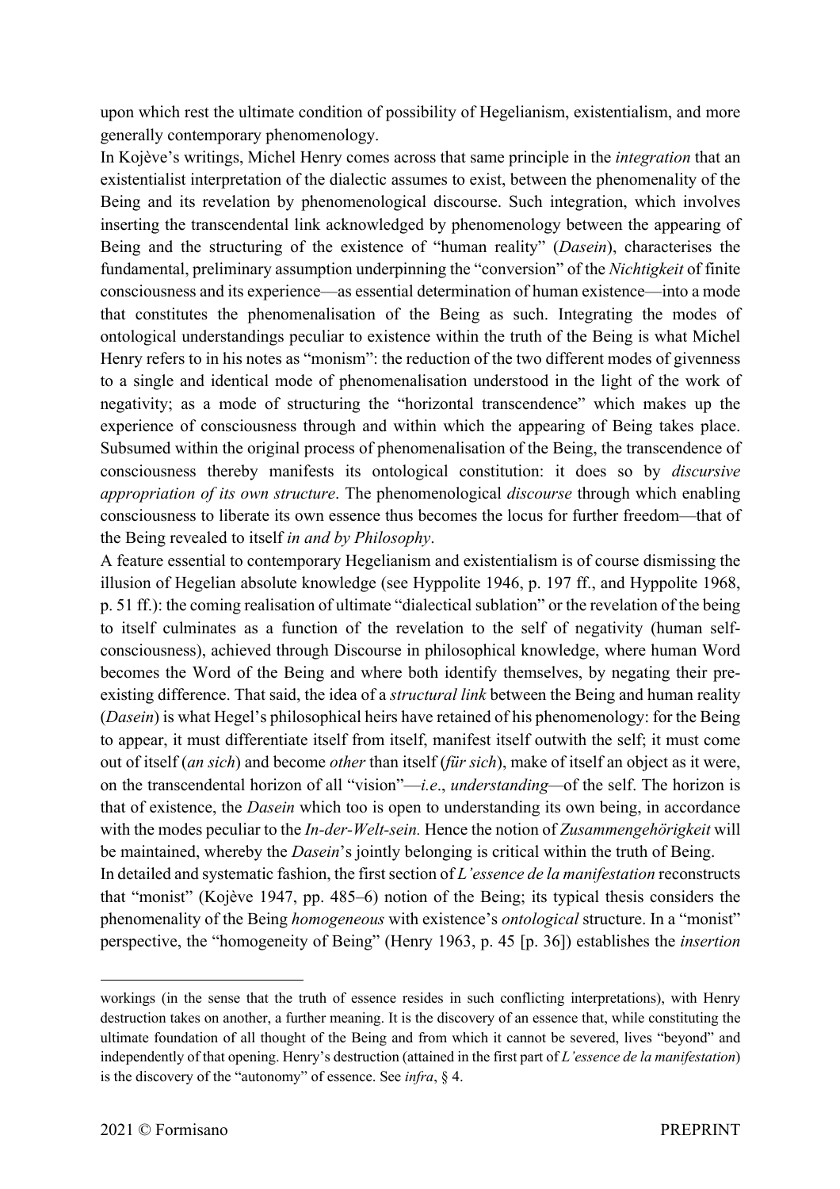upon which rest the ultimate condition of possibility of Hegelianism, existentialism, and more generally contemporary phenomenology.

In Kojève's writings, Michel Henry comes across that same principle in the *integration* that an existentialist interpretation of the dialectic assumes to exist, between the phenomenality of the Being and its revelation by phenomenological discourse. Such integration, which involves inserting the transcendental link acknowledged by phenomenology between the appearing of Being and the structuring of the existence of "human reality" (*Dasein*), characterises the fundamental, preliminary assumption underpinning the "conversion" of the *Nichtigkeit* of finite consciousness and its experience—as essential determination of human existence—into a mode that constitutes the phenomenalisation of the Being as such. Integrating the modes of ontological understandings peculiar to existence within the truth of the Being is what Michel Henry refers to in his notes as "monism": the reduction of the two different modes of givenness to a single and identical mode of phenomenalisation understood in the light of the work of negativity; as a mode of structuring the "horizontal transcendence" which makes up the experience of consciousness through and within which the appearing of Being takes place. Subsumed within the original process of phenomenalisation of the Being, the transcendence of consciousness thereby manifests its ontological constitution: it does so by *discursive appropriation of its own structure*. The phenomenological *discourse* through which enabling consciousness to liberate its own essence thus becomes the locus for further freedom—that of the Being revealed to itself *in and by Philosophy*.

A feature essential to contemporary Hegelianism and existentialism is of course dismissing the illusion of Hegelian absolute knowledge (see Hyppolite 1946, p. 197 ff., and Hyppolite 1968, p. 51 ff.): the coming realisation of ultimate "dialectical sublation" or the revelation of the being to itself culminates as a function of the revelation to the self of negativity (human self-consciousness), achieved through Discourse in philosophical knowledge, where human Word becomes the Word of the Being and where both identify themselves, by negating their pre-existing difference. That said, the idea of a *structural link* between the Being and human reality (*Dasein*) is what Hegel's philosophical heirs have retained of his phenomenology: for the Being to appear, it must differentiate itself from itself, manifest itself outwith the self; it must come out of itself (*an sich*) and become *other* than itself (*für sich*), make of itself an object as it were, on the transcendental horizon of all "vision"—*i.e*., *understanding*—of the self. The horizon is that of existence, the *Dasein* which too is open to understanding its own being, in accordance with the modes peculiar to the *In-der-Welt-sein.* Hence the notion of *Zusammengehörigkeit* will be maintained, whereby the *Dasein*'s jointly belonging is critical within the truth of Being.

In detailed and systematic fashion, the first section of *L'essence de la manifestation* reconstructs that "monist" (Kojève 1947, pp. 485–6) notion of the Being; its typical thesis considers the phenomenality of the Being *homogeneous* with existence's *ontological* structure. In a "monist" perspective, the "homogeneity of Being" (Henry 1963, p. 45 [p. 36]) establishes the *insertion*

workings (in the sense that the truth of essence resides in such conflicting interpretations), with Henry destruction takes on another, a further meaning. It is the discovery of an essence that, while constituting the ultimate foundation of all thought of the Being and from which it cannot be severed, lives "beyond" and independently of that opening. Henry's destruction (attained in the first part of *L'essence de la manifestation*) is the discovery of the "autonomy" of essence. See *infra*, § 4.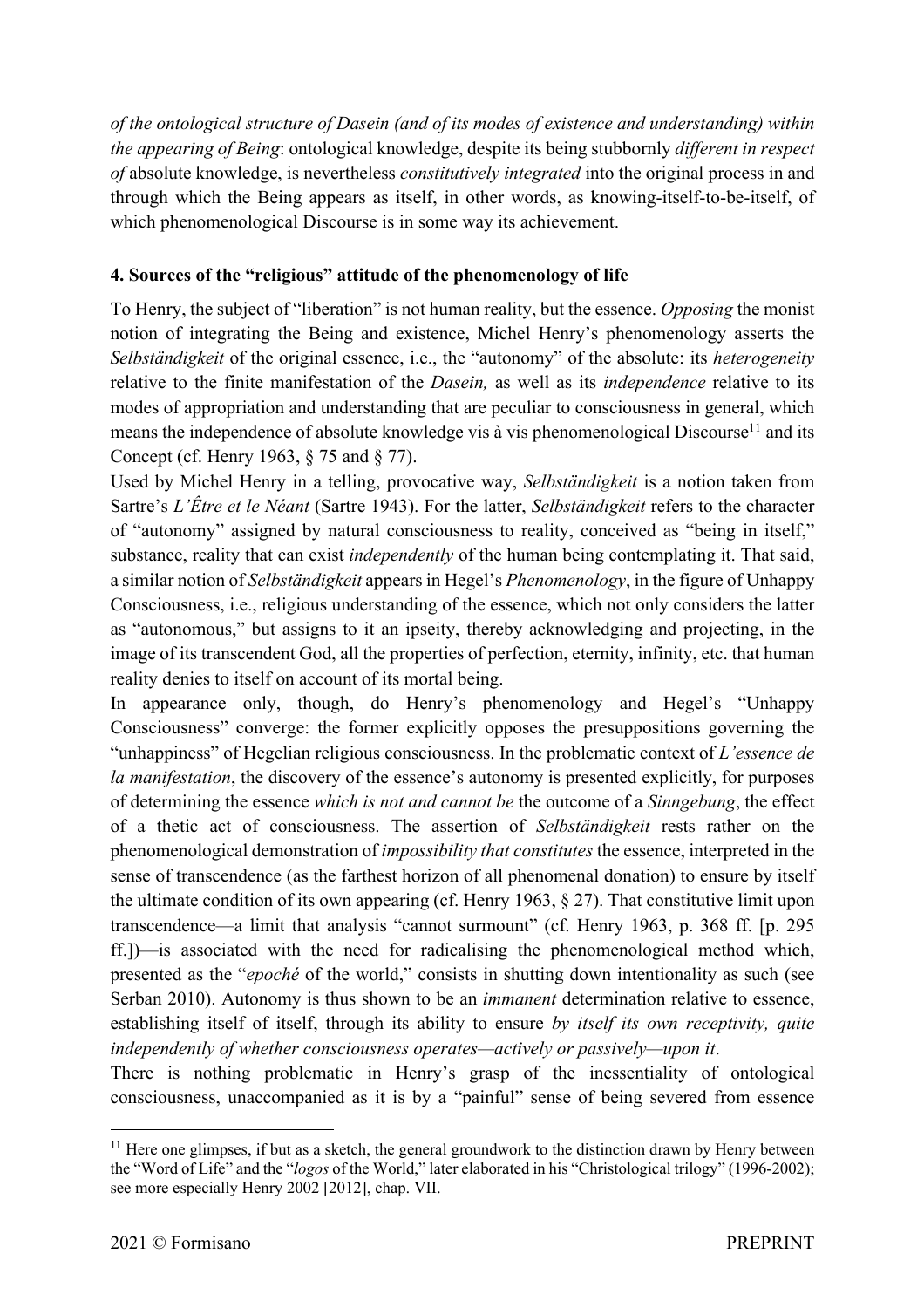*of the ontological structure of Dasein (and of its modes of existence and understanding) within the appearing of Being*: ontological knowledge, despite its being stubbornly *different in respect of* absolute knowledge, is nevertheless *constitutively integrated* into the original process in and through which the Being appears as itself, in other words, as knowing-itself-to-be-itself, of which phenomenological Discourse is in some way its achievement.

#### 4. Sources of the "religious" attitude of the phenomenology of life

To Henry, the subject of "liberation" is not human reality, but the essence. *Opposing* the monist notion of integrating the Being and existence, Michel Henry's phenomenology asserts the *Selbständigkeit* of the original essence, i.e., the "autonomy" of the absolute: its *heterogeneity* relative to the finite manifestation of the *Dasein,* as well as its *independence* relative to its modes of appropriation and understanding that are peculiar to consciousness in general, which means the independence of absolute knowledge vis à vis phenomenological Discourse[11] and its Concept (cf. Henry 1963, § 75 and § 77).

Used by Michel Henry in a telling, provocative way, *Selbständigkeit* is a notion taken from Sartre's *L'Être et le Néant* (Sartre 1943). For the latter, *Selbständigkeit* refers to the character of "autonomy" assigned by natural consciousness to reality, conceived as "being in itself," substance, reality that can exist *independently* of the human being contemplating it. That said, a similar notion of *Selbständigkeit* appears in Hegel's *Phenomenology*, in the figure of Unhappy Consciousness, i.e., religious understanding of the essence, which not only considers the latter as "autonomous," but assigns to it an ipseity, thereby acknowledging and projecting, in the image of its transcendent God, all the properties of perfection, eternity, infinity, etc. that human reality denies to itself on account of its mortal being.

In appearance only, though, do Henry's phenomenology and Hegel's "Unhappy Consciousness" converge: the former explicitly opposes the presuppositions governing the "unhappiness" of Hegelian religious consciousness. In the problematic context of *L'essence de la manifestation*, the discovery of the essence's autonomy is presented explicitly, for purposes of determining the essence *which is not and cannot be* the outcome of a *Sinngebung*, the effect of a thetic act of consciousness. The assertion of *Selbständigkeit* rests rather on the phenomenological demonstration of *impossibility that constitutes* the essence, interpreted in the sense of transcendence (as the farthest horizon of all phenomenal donation) to ensure by itself the ultimate condition of its own appearing (cf. Henry 1963, § 27). That constitutive limit upon transcendence—a limit that analysis "cannot surmount" (cf. Henry 1963, p. 368 ff. [p. 295 ff.])—is associated with the need for radicalising the phenomenological method which, presented as the "*epoché* of the world," consists in shutting down intentionality as such (see Serban 2010). Autonomy is thus shown to be an *immanent* determination relative to essence, establishing itself of itself, through its ability to ensure *by itself its own receptivity, quite independently of whether consciousness operates—actively or passively—upon it*.

There is nothing problematic in Henry's grasp of the inessentiality of ontological consciousness, unaccompanied as it is by a "painful" sense of being severed from essence

[11] Here one glimpses, if but as a sketch, the general groundwork to the distinction drawn by Henry between the "Word of Life" and the "*logos* of the World," later elaborated in his "Christological trilogy" (1996-2002); see more especially Henry 2002 [2012], chap. VII.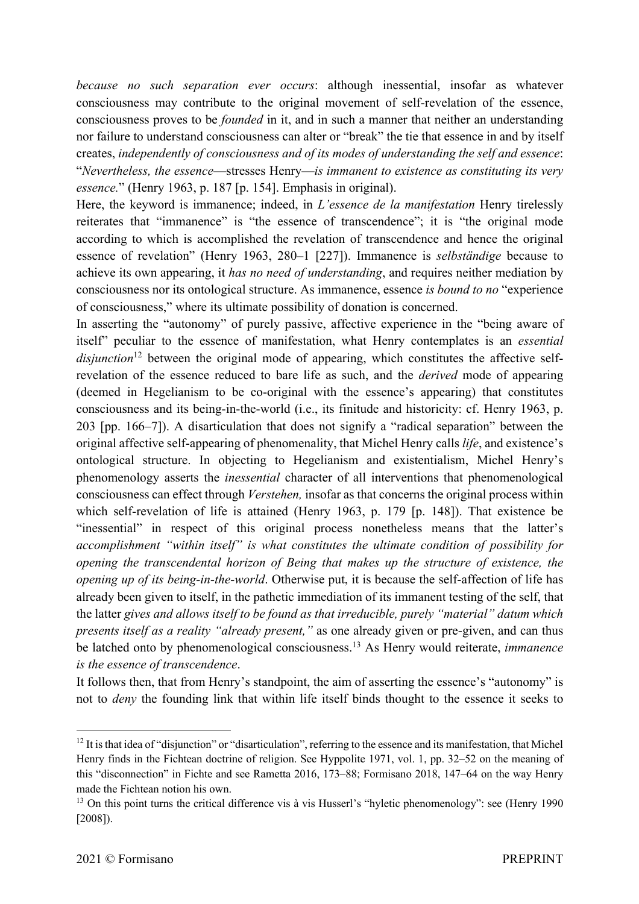*because no such separation ever occurs*: although inessential, insofar as whatever consciousness may contribute to the original movement of self-revelation of the essence, consciousness proves to be *founded* in it, and in such a manner that neither an understanding nor failure to understand consciousness can alter or "break" the tie that essence in and by itself creates, *independently of consciousness and of its modes of understanding the self and essence*: "*Nevertheless, the essence*—stresses Henry—*is immanent to existence as constituting its very essence.*" (Henry 1963, p. 187 [p. 154]. Emphasis in original).

Here, the keyword is immanence; indeed, in *L'essence de la manifestation* Henry tirelessly reiterates that "immanence" is "the essence of transcendence"; it is "the original mode according to which is accomplished the revelation of transcendence and hence the original essence of revelation" (Henry 1963, 280–1 [227]). Immanence is *selbständige* because to achieve its own appearing, it *has no need of understanding*, and requires neither mediation by consciousness nor its ontological structure. As immanence, essence *is bound to no* "experience of consciousness," where its ultimate possibility of donation is concerned.

In asserting the "autonomy" of purely passive, affective experience in the "being aware of itself" peculiar to the essence of manifestation, what Henry contemplates is an *essential disjunction*[12] between the original mode of appearing, which constitutes the affective self-revelation of the essence reduced to bare life as such, and the *derived* mode of appearing (deemed in Hegelianism to be co-original with the essence's appearing) that constitutes consciousness and its being-in-the-world (i.e., its finitude and historicity: cf. Henry 1963, p. 203 [pp. 166–7]). A disarticulation that does not signify a "radical separation" between the original affective self-appearing of phenomenality, that Michel Henry calls *life*, and existence's ontological structure. In objecting to Hegelianism and existentialism, Michel Henry's phenomenology asserts the *inessential* character of all interventions that phenomenological consciousness can effect through *Verstehen,* insofar as that concerns the original process within which self-revelation of life is attained (Henry 1963, p. 179 [p. 148]). That existence be "inessential" in respect of this original process nonetheless means that the latter's *accomplishment "within itself" is what constitutes the ultimate condition of possibility for opening the transcendental horizon of Being that makes up the structure of existence, the opening up of its being-in-the-world*. Otherwise put, it is because the self-affection of life has already been given to itself, in the pathetic immediation of its immanent testing of the self, that the latter *gives and allows itself to be found as that irreducible, purely "material" datum which presents itself as a reality "already present,"* as one already given or pre-given, and can thus be latched onto by phenomenological consciousness.[13] As Henry would reiterate, *immanence is the essence of transcendence*.

It follows then, that from Henry's standpoint, the aim of asserting the essence's "autonomy" is not to *deny* the founding link that within life itself binds thought to the essence it seeks to

---

[12] It is that idea of "disjunction" or "disarticulation", referring to the essence and its manifestation, that Michel Henry finds in the Fichtean doctrine of religion. See Hyppolite 1971, vol. 1, pp. 32–52 on the meaning of this "disconnection" in Fichte and see Rametta 2016, 173–88; Formisano 2018, 147–64 on the way Henry made the Fichtean notion his own.

[13] On this point turns the critical difference vis à vis Husserl's "hyletic phenomenology": see (Henry 1990 [2008]).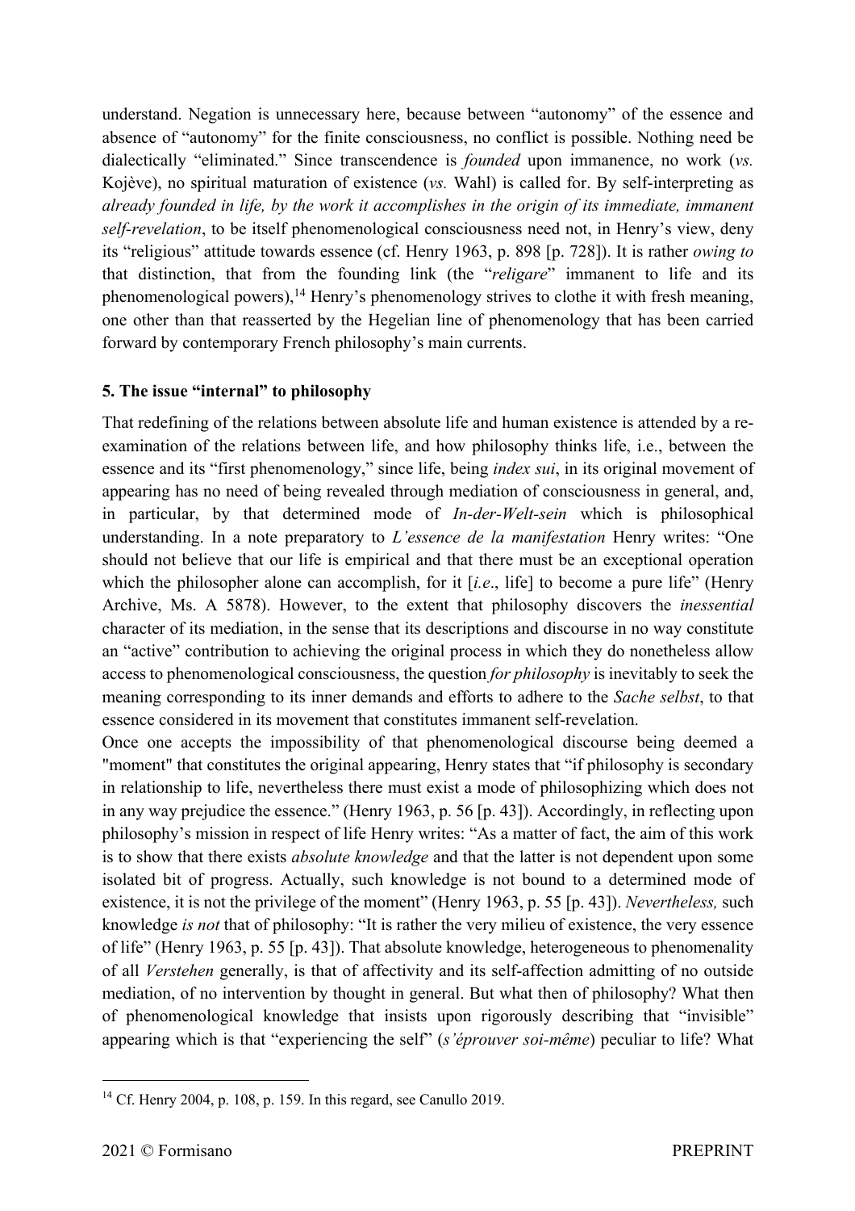understand. Negation is unnecessary here, because between "autonomy" of the essence and absence of "autonomy" for the finite consciousness, no conflict is possible. Nothing need be dialectically "eliminated." Since transcendence is *founded* upon immanence, no work (*vs.* Kojève), no spiritual maturation of existence (*vs.* Wahl) is called for. By self-interpreting as *already founded in life, by the work it accomplishes in the origin of its immediate, immanent self-revelation*, to be itself phenomenological consciousness need not, in Henry's view, deny its "religious" attitude towards essence (cf. Henry 1963, p. 898 [p. 728]). It is rather *owing to* that distinction, that from the founding link (the "*religare*" immanent to life and its phenomenological powers),[14] Henry's phenomenology strives to clothe it with fresh meaning, one other than that reasserted by the Hegelian line of phenomenology that has been carried forward by contemporary French philosophy's main currents.

## 5. The issue "internal" to philosophy

That redefining of the relations between absolute life and human existence is attended by a re-examination of the relations between life, and how philosophy thinks life, i.e., between the essence and its "first phenomenology," since life, being *index sui*, in its original movement of appearing has no need of being revealed through mediation of consciousness in general, and, in particular, by that determined mode of *In-der-Welt-sein* which is philosophical understanding. In a note preparatory to *L'essence de la manifestation* Henry writes: "One should not believe that our life is empirical and that there must be an exceptional operation which the philosopher alone can accomplish, for it [*i.e*., life] to become a pure life" (Henry Archive, Ms. A 5878). However, to the extent that philosophy discovers the *inessential* character of its mediation, in the sense that its descriptions and discourse in no way constitute an "active" contribution to achieving the original process in which they do nonetheless allow access to phenomenological consciousness, the question *for philosophy* is inevitably to seek the meaning corresponding to its inner demands and efforts to adhere to the *Sache selbst*, to that essence considered in its movement that constitutes immanent self-revelation.

Once one accepts the impossibility of that phenomenological discourse being deemed a "moment" that constitutes the original appearing, Henry states that "if philosophy is secondary in relationship to life, nevertheless there must exist a mode of philosophizing which does not in any way prejudice the essence." (Henry 1963, p. 56 [p. 43]). Accordingly, in reflecting upon philosophy's mission in respect of life Henry writes: "As a matter of fact, the aim of this work is to show that there exists *absolute knowledge* and that the latter is not dependent upon some isolated bit of progress. Actually, such knowledge is not bound to a determined mode of existence, it is not the privilege of the moment" (Henry 1963, p. 55 [p. 43]). *Nevertheless,* such knowledge *is not* that of philosophy: "It is rather the very milieu of existence, the very essence of life" (Henry 1963, p. 55 [p. 43]). That absolute knowledge, heterogeneous to phenomenality of all *Verstehen* generally, is that of affectivity and its self-affection admitting of no outside mediation, of no intervention by thought in general. But what then of philosophy? What then of phenomenological knowledge that insists upon rigorously describing that "invisible" appearing which is that "experiencing the self" (*s'éprouver soi-même*) peculiar to life? What

[14] Cf. Henry 2004, p. 108, p. 159. In this regard, see Canullo 2019.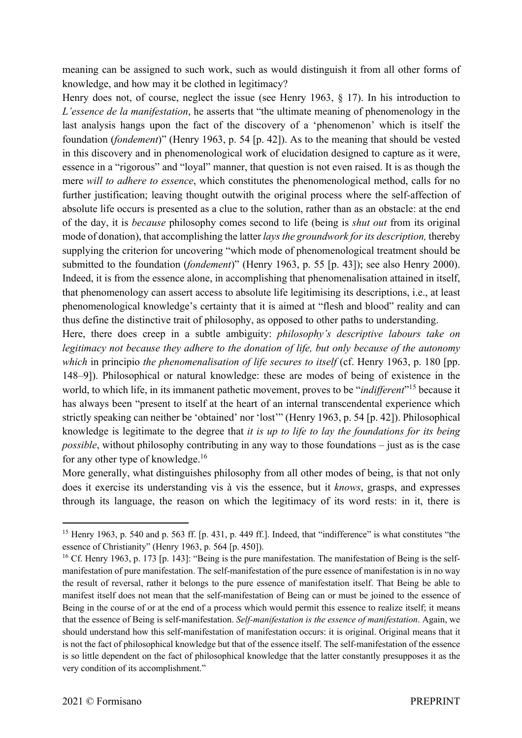meaning can be assigned to such work, such as would distinguish it from all other forms of knowledge, and how may it be clothed in legitimacy?

Henry does not, of course, neglect the issue (see Henry 1963, § 17). In his introduction to *L'essence de la manifestation*, he asserts that "the ultimate meaning of phenomenology in the last analysis hangs upon the fact of the discovery of a 'phenomenon' which is itself the foundation (*fondement*)" (Henry 1963, p. 54 [p. 42]). As to the meaning that should be vested in this discovery and in phenomenological work of elucidation designed to capture as it were, essence in a "rigorous" and "loyal" manner, that question is not even raised. It is as though the mere *will to adhere to essence*, which constitutes the phenomenological method, calls for no further justification; leaving thought outwith the original process where the self-affection of absolute life occurs is presented as a clue to the solution, rather than as an obstacle: at the end of the day, it is *because* philosophy comes second to life (being is *shut out* from its original mode of donation), that accomplishing the latter *lays the groundwork for its description,* thereby supplying the criterion for uncovering "which mode of phenomenological treatment should be submitted to the foundation (*fondement*)" (Henry 1963, p. 55 [p. 43]); see also Henry 2000). Indeed, it is from the essence alone, in accomplishing that phenomenalisation attained in itself, that phenomenology can assert access to absolute life legitimising its descriptions, i.e., at least phenomenological knowledge's certainty that it is aimed at "flesh and blood" reality and can thus define the distinctive trait of philosophy, as opposed to other paths to understanding.

Here, there does creep in a subtle ambiguity: *philosophy's descriptive labours take on legitimacy not because they adhere to the donation of life, but only because of the autonomy which* in principio *the phenomenalisation of life secures to itself* (cf. Henry 1963, p. 180 [pp. 148–9]). Philosophical or natural knowledge: these are modes of being of existence in the world, to which life, in its immanent pathetic movement, proves to be "*indifferent*"[15] because it has always been "present to itself at the heart of an internal transcendental experience which strictly speaking can neither be 'obtained' nor 'lost'" (Henry 1963, p. 54 [p. 42]). Philosophical knowledge is legitimate to the degree that *it is up to life to lay the foundations for its being possible*, without philosophy contributing in any way to those foundations – just as is the case for any other type of knowledge.[16]

More generally, what distinguishes philosophy from all other modes of being, is that not only does it exercise its understanding vis à vis the essence, but it *knows*, grasps, and expresses through its language, the reason on which the legitimacy of its word rests: in it, there is

---

[15] Henry 1963, p. 540 and p. 563 ff. [p. 431, p. 449 ff.]. Indeed, that "indifference" is what constitutes "the essence of Christianity" (Henry 1963, p. 564 [p. 450]).

[16] Cf. Henry 1963, p. 173 [p. 143]: "Being is the pure manifestation. The manifestation of Being is the self-manifestation of pure manifestation. The self-manifestation of the pure essence of manifestation is in no way the result of reversal, rather it belongs to the pure essence of manifestation itself. That Being be able to manifest itself does not mean that the self-manifestation of Being can or must be joined to the essence of Being in the course of or at the end of a process which would permit this essence to realize itself; it means that the essence of Being is self-manifestation. *Self-manifestation is the essence of manifestation*. Again, we should understand how this self-manifestation of manifestation occurs: it is original. Original means that it is not the fact of philosophical knowledge but that of the essence itself. The self-manifestation of the essence is so little dependent on the fact of philosophical knowledge that the latter constantly presupposes it as the very condition of its accomplishment."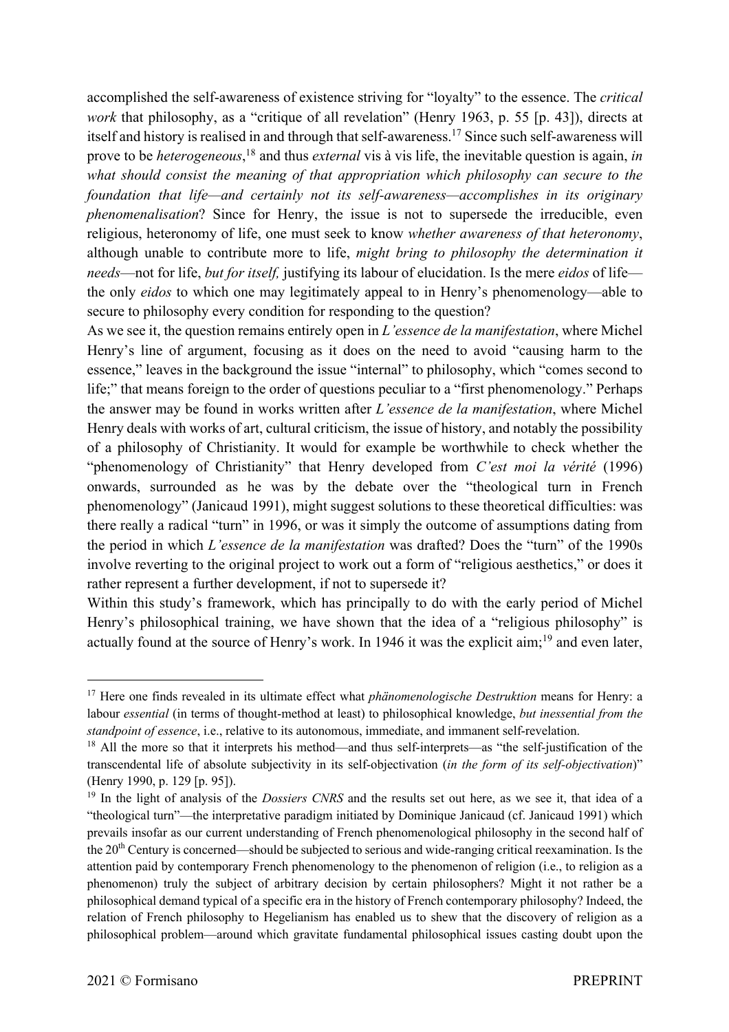accomplished the self-awareness of existence striving for "loyalty" to the essence. The *critical work* that philosophy, as a "critique of all revelation" (Henry 1963, p. 55 [p. 43]), directs at itself and history is realised in and through that self-awareness.[17] Since such self-awareness will prove to be *heterogeneous*,[18] and thus *external* vis à vis life, the inevitable question is again, *in what should consist the meaning of that appropriation which philosophy can secure to the foundation that life—and certainly not its self-awareness—accomplishes in its originary phenomenalisation*? Since for Henry, the issue is not to supersede the irreducible, even religious, heteronomy of life, one must seek to know *whether awareness of that heteronomy*, although unable to contribute more to life, *might bring to philosophy the determination it needs*—not for life, *but for itself,* justifying its labour of elucidation. Is the mere *eidos* of life—the only *eidos* to which one may legitimately appeal to in Henry's phenomenology—able to secure to philosophy every condition for responding to the question?

As we see it, the question remains entirely open in *L'essence de la manifestation*, where Michel Henry's line of argument, focusing as it does on the need to avoid "causing harm to the essence," leaves in the background the issue "internal" to philosophy, which "comes second to life;" that means foreign to the order of questions peculiar to a "first phenomenology." Perhaps the answer may be found in works written after *L'essence de la manifestation*, where Michel Henry deals with works of art, cultural criticism, the issue of history, and notably the possibility of a philosophy of Christianity. It would for example be worthwhile to check whether the "phenomenology of Christianity" that Henry developed from *C'est moi la vérité* (1996) onwards, surrounded as he was by the debate over the "theological turn in French phenomenology" (Janicaud 1991), might suggest solutions to these theoretical difficulties: was there really a radical "turn" in 1996, or was it simply the outcome of assumptions dating from the period in which *L'essence de la manifestation* was drafted? Does the "turn" of the 1990s involve reverting to the original project to work out a form of "religious aesthetics," or does it rather represent a further development, if not to supersede it?

Within this study's framework, which has principally to do with the early period of Michel Henry's philosophical training, we have shown that the idea of a "religious philosophy" is actually found at the source of Henry's work. In 1946 it was the explicit aim;[19] and even later,

---

[17] Here one finds revealed in its ultimate effect what *phänomenologische Destruktion* means for Henry: a labour *essential* (in terms of thought-method at least) to philosophical knowledge, *but inessential from the standpoint of essence*, i.e., relative to its autonomous, immediate, and immanent self-revelation.

[18] All the more so that it interprets his method—and thus self-interprets—as "the self-justification of the transcendental life of absolute subjectivity in its self-objectivation (*in the form of its self-objectivation*)" (Henry 1990, p. 129 [p. 95]).

[19] In the light of analysis of the *Dossiers CNRS* and the results set out here, as we see it, that idea of a "theological turn"—the interpretative paradigm initiated by Dominique Janicaud (cf. Janicaud 1991) which prevails insofar as our current understanding of French phenomenological philosophy in the second half of the 20th Century is concerned—should be subjected to serious and wide-ranging critical reexamination. Is the attention paid by contemporary French phenomenology to the phenomenon of religion (i.e., to religion as a phenomenon) truly the subject of arbitrary decision by certain philosophers? Might it not rather be a philosophical demand typical of a specific era in the history of French contemporary philosophy? Indeed, the relation of French philosophy to Hegelianism has enabled us to shew that the discovery of religion as a philosophical problem—around which gravitate fundamental philosophical issues casting doubt upon the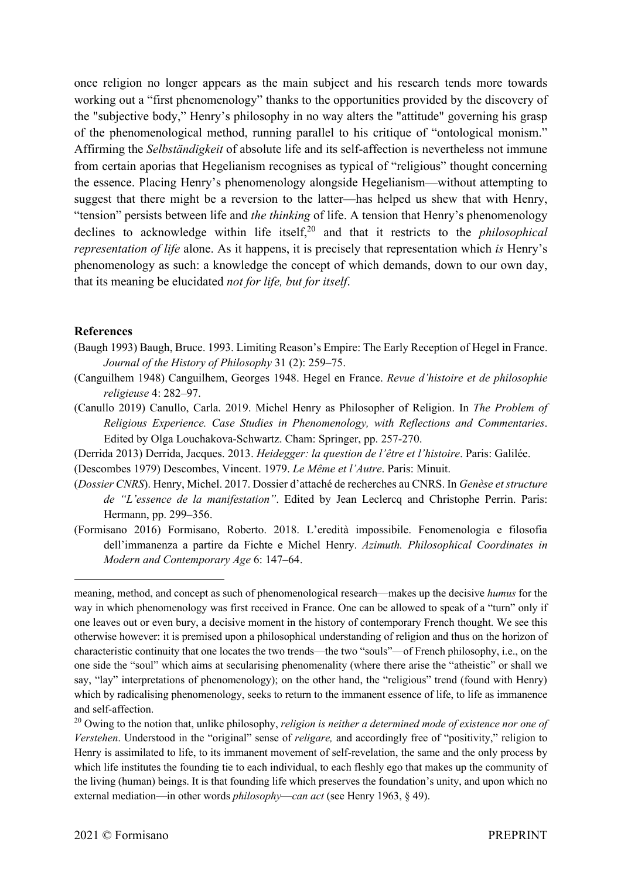once religion no longer appears as the main subject and his research tends more towards working out a "first phenomenology" thanks to the opportunities provided by the discovery of the "subjective body," Henry's philosophy in no way alters the "attitude" governing his grasp of the phenomenological method, running parallel to his critique of "ontological monism." Affirming the *Selbständigkeit* of absolute life and its self-affection is nevertheless not immune from certain aporias that Hegelianism recognises as typical of "religious" thought concerning the essence. Placing Henry's phenomenology alongside Hegelianism—without attempting to suggest that there might be a reversion to the latter—has helped us shew that with Henry, "tension" persists between life and *the thinking* of life. A tension that Henry's phenomenology declines to acknowledge within life itself,[20] and that it restricts to the *philosophical representation of life* alone. As it happens, it is precisely that representation which *is* Henry's phenomenology as such: a knowledge the concept of which demands, down to our own day, that its meaning be elucidated *not for life, but for itself*.

## References

(Baugh 1993) Baugh, Bruce. 1993. Limiting Reason's Empire: The Early Reception of Hegel in France. *Journal of the History of Philosophy* 31 (2): 259–75.

(Canguilhem 1948) Canguilhem, Georges 1948. Hegel en France. *Revue d'histoire et de philosophie religieuse* 4: 282–97.

(Canullo 2019) Canullo, Carla. 2019. Michel Henry as Philosopher of Religion. In *The Problem of Religious Experience. Case Studies in Phenomenology, with Reflections and Commentaries*. Edited by Olga Louchakova-Schwartz. Cham: Springer, pp. 257-270.

(Derrida 2013) Derrida, Jacques. 2013. *Heidegger: la question de l'être et l'histoire*. Paris: Galilée.

(Descombes 1979) Descombes, Vincent. 1979. *Le Même et l'Autre*. Paris: Minuit.

(*Dossier CNRS*). Henry, Michel. 2017. Dossier d'attaché de recherches au CNRS. In *Genèse et structure de "L'essence de la manifestation"*. Edited by Jean Leclercq and Christophe Perrin. Paris: Hermann, pp. 299–356.

(Formisano 2016) Formisano, Roberto. 2018. L'eredità impossibile. Fenomenologia e filosofia dell'immanenza a partire da Fichte e Michel Henry. *Azimuth. Philosophical Coordinates in Modern and Contemporary Age* 6: 147–64.

---

meaning, method, and concept as such of phenomenological research—makes up the decisive *humus* for the way in which phenomenology was first received in France. One can be allowed to speak of a "turn" only if one leaves out or even bury, a decisive moment in the history of contemporary French thought. We see this otherwise however: it is premised upon a philosophical understanding of religion and thus on the horizon of characteristic continuity that one locates the two trends—the two "souls"—of French philosophy, i.e., on the one side the "soul" which aims at secularising phenomenality (where there arise the "atheistic" or shall we say, "lay" interpretations of phenomenology); on the other hand, the "religious" trend (found with Henry) which by radicalising phenomenology, seeks to return to the immanent essence of life, to life as immanence and self-affection.

[20] Owing to the notion that, unlike philosophy, *religion is neither a determined mode of existence nor one of Verstehen*. Understood in the "original" sense of *religare,* and accordingly free of "positivity," religion to Henry is assimilated to life, to its immanent movement of self-revelation, the same and the only process by which life institutes the founding tie to each individual, to each fleshly ego that makes up the community of the living (human) beings. It is that founding life which preserves the foundation's unity, and upon which no external mediation—in other words *philosophy*—*can act* (see Henry 1963, § 49).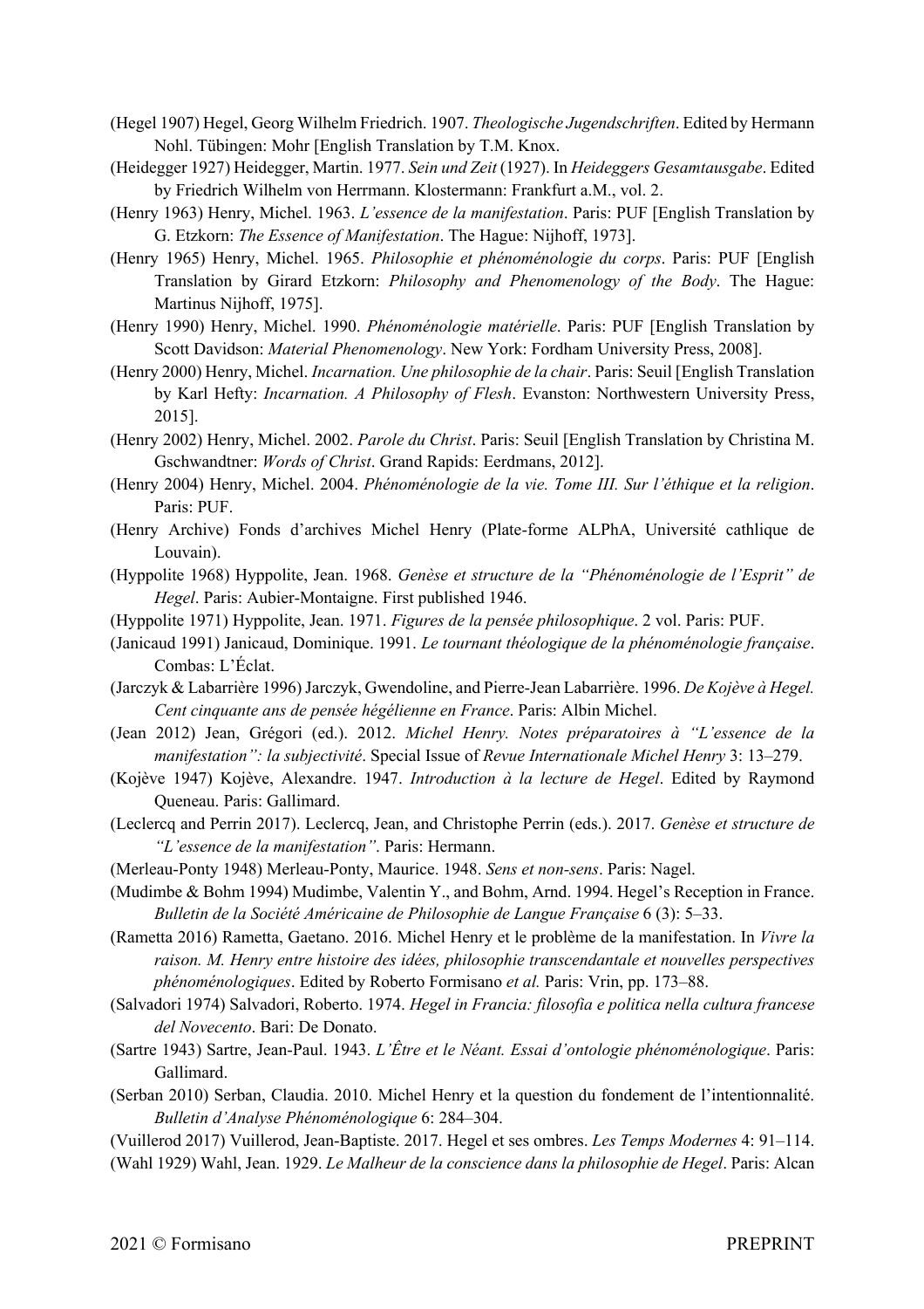(Hegel 1907) Hegel, Georg Wilhelm Friedrich. 1907. *Theologische Jugendschriften*. Edited by Hermann Nohl. Tübingen: Mohr [English Translation by T.M. Knox.

(Heidegger 1927) Heidegger, Martin. 1977. *Sein und Zeit* (1927). In *Heideggers Gesamtausgabe*. Edited by Friedrich Wilhelm von Herrmann. Klostermann: Frankfurt a.M., vol. 2.

(Henry 1963) Henry, Michel. 1963. *L'essence de la manifestation*. Paris: PUF [English Translation by G. Etzkorn: *The Essence of Manifestation*. The Hague: Nijhoff, 1973].

(Henry 1965) Henry, Michel. 1965. *Philosophie et phénoménologie du corps*. Paris: PUF [English Translation by Girard Etzkorn: *Philosophy and Phenomenology of the Body*. The Hague: Martinus Nijhoff, 1975].

(Henry 1990) Henry, Michel. 1990. *Phénoménologie matérielle*. Paris: PUF [English Translation by Scott Davidson: *Material Phenomenology*. New York: Fordham University Press, 2008].

(Henry 2000) Henry, Michel. *Incarnation. Une philosophie de la chair*. Paris: Seuil [English Translation by Karl Hefty: *Incarnation. A Philosophy of Flesh*. Evanston: Northwestern University Press, 2015].

(Henry 2002) Henry, Michel. 2002. *Parole du Christ*. Paris: Seuil [English Translation by Christina M. Gschwandtner: *Words of Christ*. Grand Rapids: Eerdmans, 2012].

(Henry 2004) Henry, Michel. 2004. *Phénoménologie de la vie. Tome III. Sur l'éthique et la religion*. Paris: PUF.

(Henry Archive) Fonds d'archives Michel Henry (Plate-forme ALPhA, Université cathlique de Louvain).

(Hyppolite 1968) Hyppolite, Jean. 1968. *Genèse et structure de la "Phénoménologie de l'Esprit" de Hegel*. Paris: Aubier-Montaigne. First published 1946.

(Hyppolite 1971) Hyppolite, Jean. 1971. *Figures de la pensée philosophique*. 2 vol. Paris: PUF.

(Janicaud 1991) Janicaud, Dominique. 1991. *Le tournant théologique de la phénoménologie française*. Combas: L'Éclat.

(Jarczyk & Labarrière 1996) Jarczyk, Gwendoline, and Pierre-Jean Labarrière. 1996. *De Kojève à Hegel. Cent cinquante ans de pensée hégélienne en France*. Paris: Albin Michel.

(Jean 2012) Jean, Grégori (ed.). 2012. *Michel Henry. Notes préparatoires à "L'essence de la manifestation": la subjectivité*. Special Issue of *Revue Internationale Michel Henry* 3: 13–279.

(Kojève 1947) Kojève, Alexandre. 1947. *Introduction à la lecture de Hegel*. Edited by Raymond Queneau. Paris: Gallimard.

(Leclercq and Perrin 2017). Leclercq, Jean, and Christophe Perrin (eds.). 2017. *Genèse et structure de "L'essence de la manifestation"*. Paris: Hermann.

(Merleau-Ponty 1948) Merleau-Ponty, Maurice. 1948. *Sens et non-sens*. Paris: Nagel.

(Mudimbe & Bohm 1994) Mudimbe, Valentin Y., and Bohm, Arnd. 1994. Hegel's Reception in France. *Bulletin de la Société Américaine de Philosophie de Langue Française* 6 (3): 5–33.

(Rametta 2016) Rametta, Gaetano. 2016. Michel Henry et le problème de la manifestation. In *Vivre la raison. M. Henry entre histoire des idées, philosophie transcendantale et nouvelles perspectives phénoménologiques*. Edited by Roberto Formisano *et al.* Paris: Vrin, pp. 173–88.

(Salvadori 1974) Salvadori, Roberto. 1974. *Hegel in Francia: filosofia e politica nella cultura francese del Novecento*. Bari: De Donato.

(Sartre 1943) Sartre, Jean-Paul. 1943. *L'Être et le Néant. Essai d'ontologie phénoménologique*. Paris: Gallimard.

(Serban 2010) Serban, Claudia. 2010. Michel Henry et la question du fondement de l'intentionnalité. *Bulletin d'Analyse Phénoménologique* 6: 284–304.

(Vuillerod 2017) Vuillerod, Jean-Baptiste. 2017. Hegel et ses ombres. *Les Temps Modernes* 4: 91–114.

(Wahl 1929) Wahl, Jean. 1929. *Le Malheur de la conscience dans la philosophie de Hegel*. Paris: Alcan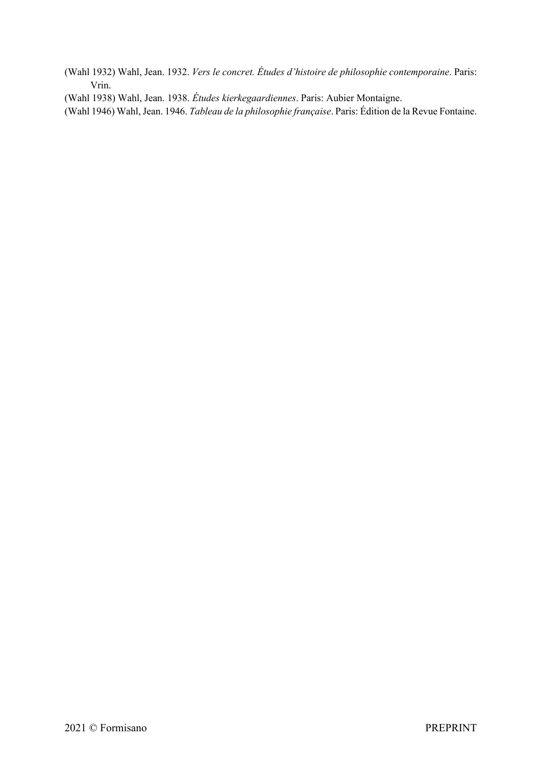(Wahl 1932) Wahl, Jean. 1932. *Vers le concret. Études d'histoire de philosophie contemporaine*. Paris: Vrin.

(Wahl 1938) Wahl, Jean. 1938. *Études kierkegaardiennes*. Paris: Aubier Montaigne.

(Wahl 1946) Wahl, Jean. 1946. *Tableau de la philosophie française*. Paris: Édition de la Revue Fontaine.